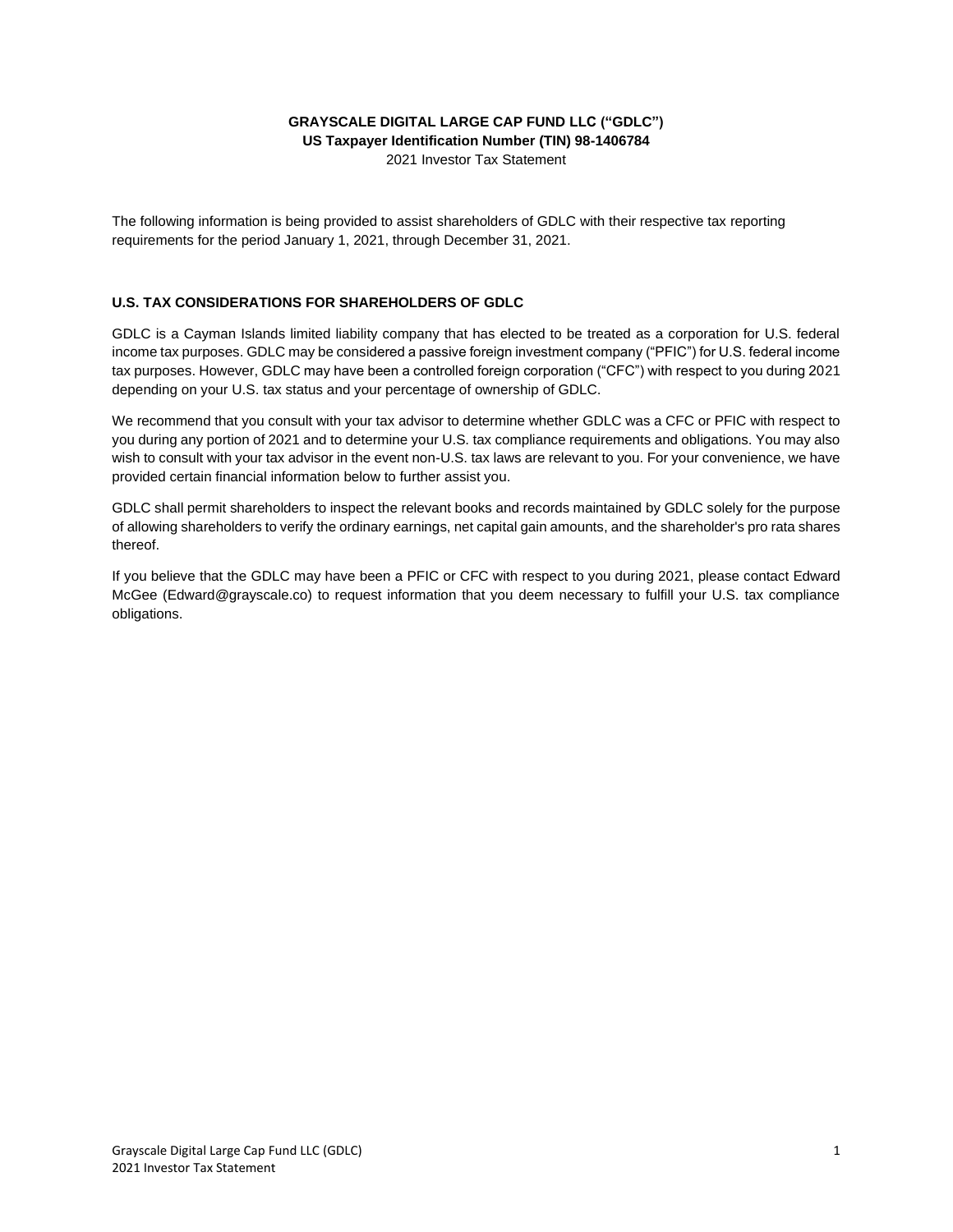**GRAYSCALE DIGITAL LARGE CAP FUND LLC ("GDLC")**
**US Taxpayer Identification Number (TIN) 98-1406784**
2021 Investor Tax Statement

The following information is being provided to assist shareholders of GDLC with their respective tax reporting requirements for the period January 1, 2021, through December 31, 2021.

## U.S. TAX CONSIDERATIONS FOR SHAREHOLDERS OF GDLC

GDLC is a Cayman Islands limited liability company that has elected to be treated as a corporation for U.S. federal income tax purposes. GDLC may be considered a passive foreign investment company ("PFIC") for U.S. federal income tax purposes. However, GDLC may have been a controlled foreign corporation ("CFC") with respect to you during 2021 depending on your U.S. tax status and your percentage of ownership of GDLC.

We recommend that you consult with your tax advisor to determine whether GDLC was a CFC or PFIC with respect to you during any portion of 2021 and to determine your U.S. tax compliance requirements and obligations. You may also wish to consult with your tax advisor in the event non-U.S. tax laws are relevant to you. For your convenience, we have provided certain financial information below to further assist you.

GDLC shall permit shareholders to inspect the relevant books and records maintained by GDLC solely for the purpose of allowing shareholders to verify the ordinary earnings, net capital gain amounts, and the shareholder's pro rata shares thereof.

If you believe that the GDLC may have been a PFIC or CFC with respect to you during 2021, please contact Edward McGee (Edward@grayscale.co) to request information that you deem necessary to fulfill your U.S. tax compliance obligations.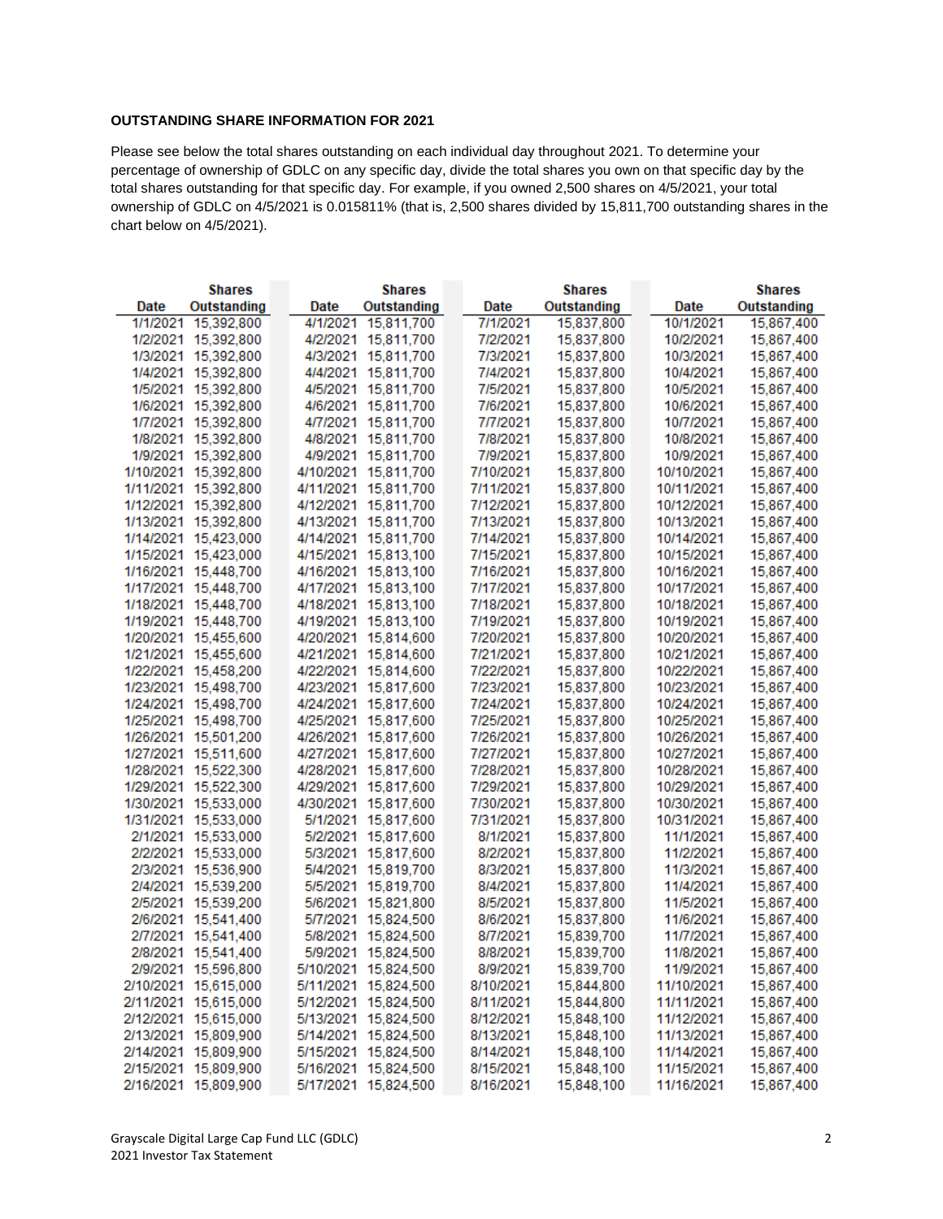**OUTSTANDING SHARE INFORMATION FOR 2021**

Please see below the total shares outstanding on each individual day throughout 2021. To determine your percentage of ownership of GDLC on any specific day, divide the total shares you own on that specific day by the total shares outstanding for that specific day. For example, if you owned 2,500 shares on 4/5/2021, your total ownership of GDLC on 4/5/2021 is 0.015811% (that is, 2,500 shares divided by 15,811,700 outstanding shares in the chart below on 4/5/2021).

| Date | Shares Outstanding | Date | Shares Outstanding | Date | Shares Outstanding | Date | Shares Outstanding |
|---|---|---|---|---|---|---|---|
| 1/1/2021 | 15,392,800 | 4/1/2021 | 15,811,700 | 7/1/2021 | 15,837,800 | 10/1/2021 | 15,867,400 |
| 1/2/2021 | 15,392,800 | 4/2/2021 | 15,811,700 | 7/2/2021 | 15,837,800 | 10/2/2021 | 15,867,400 |
| 1/3/2021 | 15,392,800 | 4/3/2021 | 15,811,700 | 7/3/2021 | 15,837,800 | 10/3/2021 | 15,867,400 |
| 1/4/2021 | 15,392,800 | 4/4/2021 | 15,811,700 | 7/4/2021 | 15,837,800 | 10/4/2021 | 15,867,400 |
| 1/5/2021 | 15,392,800 | 4/5/2021 | 15,811,700 | 7/5/2021 | 15,837,800 | 10/5/2021 | 15,867,400 |
| 1/6/2021 | 15,392,800 | 4/6/2021 | 15,811,700 | 7/6/2021 | 15,837,800 | 10/6/2021 | 15,867,400 |
| 1/7/2021 | 15,392,800 | 4/7/2021 | 15,811,700 | 7/7/2021 | 15,837,800 | 10/7/2021 | 15,867,400 |
| 1/8/2021 | 15,392,800 | 4/8/2021 | 15,811,700 | 7/8/2021 | 15,837,800 | 10/8/2021 | 15,867,400 |
| 1/9/2021 | 15,392,800 | 4/9/2021 | 15,811,700 | 7/9/2021 | 15,837,800 | 10/9/2021 | 15,867,400 |
| 1/10/2021 | 15,392,800 | 4/10/2021 | 15,811,700 | 7/10/2021 | 15,837,800 | 10/10/2021 | 15,867,400 |
| 1/11/2021 | 15,392,800 | 4/11/2021 | 15,811,700 | 7/11/2021 | 15,837,800 | 10/11/2021 | 15,867,400 |
| 1/12/2021 | 15,392,800 | 4/12/2021 | 15,811,700 | 7/12/2021 | 15,837,800 | 10/12/2021 | 15,867,400 |
| 1/13/2021 | 15,392,800 | 4/13/2021 | 15,811,700 | 7/13/2021 | 15,837,800 | 10/13/2021 | 15,867,400 |
| 1/14/2021 | 15,423,000 | 4/14/2021 | 15,811,700 | 7/14/2021 | 15,837,800 | 10/14/2021 | 15,867,400 |
| 1/15/2021 | 15,423,000 | 4/15/2021 | 15,813,100 | 7/15/2021 | 15,837,800 | 10/15/2021 | 15,867,400 |
| 1/16/2021 | 15,448,700 | 4/16/2021 | 15,813,100 | 7/16/2021 | 15,837,800 | 10/16/2021 | 15,867,400 |
| 1/17/2021 | 15,448,700 | 4/17/2021 | 15,813,100 | 7/17/2021 | 15,837,800 | 10/17/2021 | 15,867,400 |
| 1/18/2021 | 15,448,700 | 4/18/2021 | 15,813,100 | 7/18/2021 | 15,837,800 | 10/18/2021 | 15,867,400 |
| 1/19/2021 | 15,448,700 | 4/19/2021 | 15,813,100 | 7/19/2021 | 15,837,800 | 10/19/2021 | 15,867,400 |
| 1/20/2021 | 15,455,600 | 4/20/2021 | 15,814,600 | 7/20/2021 | 15,837,800 | 10/20/2021 | 15,867,400 |
| 1/21/2021 | 15,455,600 | 4/21/2021 | 15,814,600 | 7/21/2021 | 15,837,800 | 10/21/2021 | 15,867,400 |
| 1/22/2021 | 15,458,200 | 4/22/2021 | 15,814,600 | 7/22/2021 | 15,837,800 | 10/22/2021 | 15,867,400 |
| 1/23/2021 | 15,498,700 | 4/23/2021 | 15,817,600 | 7/23/2021 | 15,837,800 | 10/23/2021 | 15,867,400 |
| 1/24/2021 | 15,498,700 | 4/24/2021 | 15,817,600 | 7/24/2021 | 15,837,800 | 10/24/2021 | 15,867,400 |
| 1/25/2021 | 15,498,700 | 4/25/2021 | 15,817,600 | 7/25/2021 | 15,837,800 | 10/25/2021 | 15,867,400 |
| 1/26/2021 | 15,501,200 | 4/26/2021 | 15,817,600 | 7/26/2021 | 15,837,800 | 10/26/2021 | 15,867,400 |
| 1/27/2021 | 15,511,600 | 4/27/2021 | 15,817,600 | 7/27/2021 | 15,837,800 | 10/27/2021 | 15,867,400 |
| 1/28/2021 | 15,522,300 | 4/28/2021 | 15,817,600 | 7/28/2021 | 15,837,800 | 10/28/2021 | 15,867,400 |
| 1/29/2021 | 15,522,300 | 4/29/2021 | 15,817,600 | 7/29/2021 | 15,837,800 | 10/29/2021 | 15,867,400 |
| 1/30/2021 | 15,533,000 | 4/30/2021 | 15,817,600 | 7/30/2021 | 15,837,800 | 10/30/2021 | 15,867,400 |
| 1/31/2021 | 15,533,000 | 5/1/2021 | 15,817,600 | 7/31/2021 | 15,837,800 | 10/31/2021 | 15,867,400 |
| 2/1/2021 | 15,533,000 | 5/2/2021 | 15,817,600 | 8/1/2021 | 15,837,800 | 11/1/2021 | 15,867,400 |
| 2/2/2021 | 15,533,000 | 5/3/2021 | 15,817,600 | 8/2/2021 | 15,837,800 | 11/2/2021 | 15,867,400 |
| 2/3/2021 | 15,536,900 | 5/4/2021 | 15,819,700 | 8/3/2021 | 15,837,800 | 11/3/2021 | 15,867,400 |
| 2/4/2021 | 15,539,200 | 5/5/2021 | 15,819,700 | 8/4/2021 | 15,837,800 | 11/4/2021 | 15,867,400 |
| 2/5/2021 | 15,539,200 | 5/6/2021 | 15,821,800 | 8/5/2021 | 15,837,800 | 11/5/2021 | 15,867,400 |
| 2/6/2021 | 15,541,400 | 5/7/2021 | 15,824,500 | 8/6/2021 | 15,837,800 | 11/6/2021 | 15,867,400 |
| 2/7/2021 | 15,541,400 | 5/8/2021 | 15,824,500 | 8/7/2021 | 15,839,700 | 11/7/2021 | 15,867,400 |
| 2/8/2021 | 15,541,400 | 5/9/2021 | 15,824,500 | 8/8/2021 | 15,839,700 | 11/8/2021 | 15,867,400 |
| 2/9/2021 | 15,596,800 | 5/10/2021 | 15,824,500 | 8/9/2021 | 15,839,700 | 11/9/2021 | 15,867,400 |
| 2/10/2021 | 15,615,000 | 5/11/2021 | 15,824,500 | 8/10/2021 | 15,844,800 | 11/10/2021 | 15,867,400 |
| 2/11/2021 | 15,615,000 | 5/12/2021 | 15,824,500 | 8/11/2021 | 15,844,800 | 11/11/2021 | 15,867,400 |
| 2/12/2021 | 15,615,000 | 5/13/2021 | 15,824,500 | 8/12/2021 | 15,848,100 | 11/12/2021 | 15,867,400 |
| 2/13/2021 | 15,809,900 | 5/14/2021 | 15,824,500 | 8/13/2021 | 15,848,100 | 11/13/2021 | 15,867,400 |
| 2/14/2021 | 15,809,900 | 5/15/2021 | 15,824,500 | 8/14/2021 | 15,848,100 | 11/14/2021 | 15,867,400 |
| 2/15/2021 | 15,809,900 | 5/16/2021 | 15,824,500 | 8/15/2021 | 15,848,100 | 11/15/2021 | 15,867,400 |
| 2/16/2021 | 15,809,900 | 5/17/2021 | 15,824,500 | 8/16/2021 | 15,848,100 | 11/16/2021 | 15,867,400 |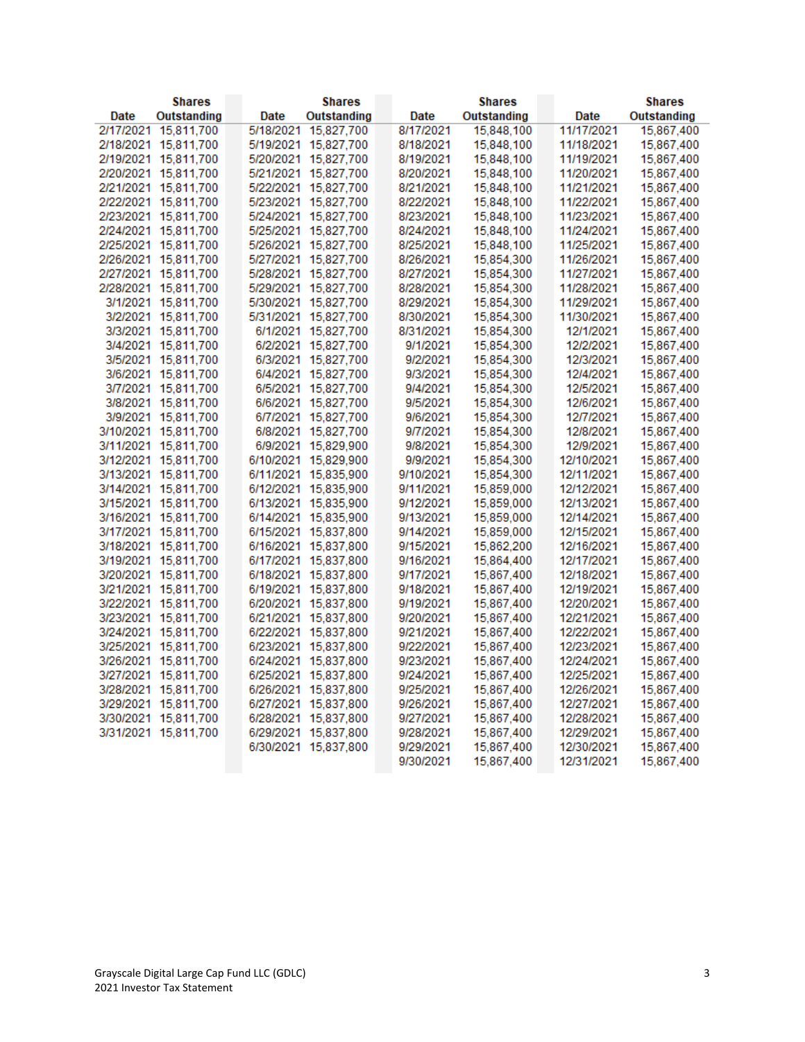| Date | Shares Outstanding | Date | Shares Outstanding | Date | Shares Outstanding | Date | Shares Outstanding |
|---|---|---|---|---|---|---|---|
| 2/17/2021 | 15,811,700 | 5/18/2021 | 15,827,700 | 8/17/2021 | 15,848,100 | 11/17/2021 | 15,867,400 |
| 2/18/2021 | 15,811,700 | 5/19/2021 | 15,827,700 | 8/18/2021 | 15,848,100 | 11/18/2021 | 15,867,400 |
| 2/19/2021 | 15,811,700 | 5/20/2021 | 15,827,700 | 8/19/2021 | 15,848,100 | 11/19/2021 | 15,867,400 |
| 2/20/2021 | 15,811,700 | 5/21/2021 | 15,827,700 | 8/20/2021 | 15,848,100 | 11/20/2021 | 15,867,400 |
| 2/21/2021 | 15,811,700 | 5/22/2021 | 15,827,700 | 8/21/2021 | 15,848,100 | 11/21/2021 | 15,867,400 |
| 2/22/2021 | 15,811,700 | 5/23/2021 | 15,827,700 | 8/22/2021 | 15,848,100 | 11/22/2021 | 15,867,400 |
| 2/23/2021 | 15,811,700 | 5/24/2021 | 15,827,700 | 8/23/2021 | 15,848,100 | 11/23/2021 | 15,867,400 |
| 2/24/2021 | 15,811,700 | 5/25/2021 | 15,827,700 | 8/24/2021 | 15,848,100 | 11/24/2021 | 15,867,400 |
| 2/25/2021 | 15,811,700 | 5/26/2021 | 15,827,700 | 8/25/2021 | 15,848,100 | 11/25/2021 | 15,867,400 |
| 2/26/2021 | 15,811,700 | 5/27/2021 | 15,827,700 | 8/26/2021 | 15,854,300 | 11/26/2021 | 15,867,400 |
| 2/27/2021 | 15,811,700 | 5/28/2021 | 15,827,700 | 8/27/2021 | 15,854,300 | 11/27/2021 | 15,867,400 |
| 2/28/2021 | 15,811,700 | 5/29/2021 | 15,827,700 | 8/28/2021 | 15,854,300 | 11/28/2021 | 15,867,400 |
| 3/1/2021 | 15,811,700 | 5/30/2021 | 15,827,700 | 8/29/2021 | 15,854,300 | 11/29/2021 | 15,867,400 |
| 3/2/2021 | 15,811,700 | 5/31/2021 | 15,827,700 | 8/30/2021 | 15,854,300 | 11/30/2021 | 15,867,400 |
| 3/3/2021 | 15,811,700 | 6/1/2021 | 15,827,700 | 8/31/2021 | 15,854,300 | 12/1/2021 | 15,867,400 |
| 3/4/2021 | 15,811,700 | 6/2/2021 | 15,827,700 | 9/1/2021 | 15,854,300 | 12/2/2021 | 15,867,400 |
| 3/5/2021 | 15,811,700 | 6/3/2021 | 15,827,700 | 9/2/2021 | 15,854,300 | 12/3/2021 | 15,867,400 |
| 3/6/2021 | 15,811,700 | 6/4/2021 | 15,827,700 | 9/3/2021 | 15,854,300 | 12/4/2021 | 15,867,400 |
| 3/7/2021 | 15,811,700 | 6/5/2021 | 15,827,700 | 9/4/2021 | 15,854,300 | 12/5/2021 | 15,867,400 |
| 3/8/2021 | 15,811,700 | 6/6/2021 | 15,827,700 | 9/5/2021 | 15,854,300 | 12/6/2021 | 15,867,400 |
| 3/9/2021 | 15,811,700 | 6/7/2021 | 15,827,700 | 9/6/2021 | 15,854,300 | 12/7/2021 | 15,867,400 |
| 3/10/2021 | 15,811,700 | 6/8/2021 | 15,827,700 | 9/7/2021 | 15,854,300 | 12/8/2021 | 15,867,400 |
| 3/11/2021 | 15,811,700 | 6/9/2021 | 15,829,900 | 9/8/2021 | 15,854,300 | 12/9/2021 | 15,867,400 |
| 3/12/2021 | 15,811,700 | 6/10/2021 | 15,829,900 | 9/9/2021 | 15,854,300 | 12/10/2021 | 15,867,400 |
| 3/13/2021 | 15,811,700 | 6/11/2021 | 15,835,900 | 9/10/2021 | 15,854,300 | 12/11/2021 | 15,867,400 |
| 3/14/2021 | 15,811,700 | 6/12/2021 | 15,835,900 | 9/11/2021 | 15,859,000 | 12/12/2021 | 15,867,400 |
| 3/15/2021 | 15,811,700 | 6/13/2021 | 15,835,900 | 9/12/2021 | 15,859,000 | 12/13/2021 | 15,867,400 |
| 3/16/2021 | 15,811,700 | 6/14/2021 | 15,835,900 | 9/13/2021 | 15,859,000 | 12/14/2021 | 15,867,400 |
| 3/17/2021 | 15,811,700 | 6/15/2021 | 15,837,800 | 9/14/2021 | 15,859,000 | 12/15/2021 | 15,867,400 |
| 3/18/2021 | 15,811,700 | 6/16/2021 | 15,837,800 | 9/15/2021 | 15,862,200 | 12/16/2021 | 15,867,400 |
| 3/19/2021 | 15,811,700 | 6/17/2021 | 15,837,800 | 9/16/2021 | 15,864,400 | 12/17/2021 | 15,867,400 |
| 3/20/2021 | 15,811,700 | 6/18/2021 | 15,837,800 | 9/17/2021 | 15,867,400 | 12/18/2021 | 15,867,400 |
| 3/21/2021 | 15,811,700 | 6/19/2021 | 15,837,800 | 9/18/2021 | 15,867,400 | 12/19/2021 | 15,867,400 |
| 3/22/2021 | 15,811,700 | 6/20/2021 | 15,837,800 | 9/19/2021 | 15,867,400 | 12/20/2021 | 15,867,400 |
| 3/23/2021 | 15,811,700 | 6/21/2021 | 15,837,800 | 9/20/2021 | 15,867,400 | 12/21/2021 | 15,867,400 |
| 3/24/2021 | 15,811,700 | 6/22/2021 | 15,837,800 | 9/21/2021 | 15,867,400 | 12/22/2021 | 15,867,400 |
| 3/25/2021 | 15,811,700 | 6/23/2021 | 15,837,800 | 9/22/2021 | 15,867,400 | 12/23/2021 | 15,867,400 |
| 3/26/2021 | 15,811,700 | 6/24/2021 | 15,837,800 | 9/23/2021 | 15,867,400 | 12/24/2021 | 15,867,400 |
| 3/27/2021 | 15,811,700 | 6/25/2021 | 15,837,800 | 9/24/2021 | 15,867,400 | 12/25/2021 | 15,867,400 |
| 3/28/2021 | 15,811,700 | 6/26/2021 | 15,837,800 | 9/25/2021 | 15,867,400 | 12/26/2021 | 15,867,400 |
| 3/29/2021 | 15,811,700 | 6/27/2021 | 15,837,800 | 9/26/2021 | 15,867,400 | 12/27/2021 | 15,867,400 |
| 3/30/2021 | 15,811,700 | 6/28/2021 | 15,837,800 | 9/27/2021 | 15,867,400 | 12/28/2021 | 15,867,400 |
| 3/31/2021 | 15,811,700 | 6/29/2021 | 15,837,800 | 9/28/2021 | 15,867,400 | 12/29/2021 | 15,867,400 |
| | | 6/30/2021 | 15,837,800 | 9/29/2021 | 15,867,400 | 12/30/2021 | 15,867,400 |
| | | | | 9/30/2021 | 15,867,400 | 12/31/2021 | 15,867,400 |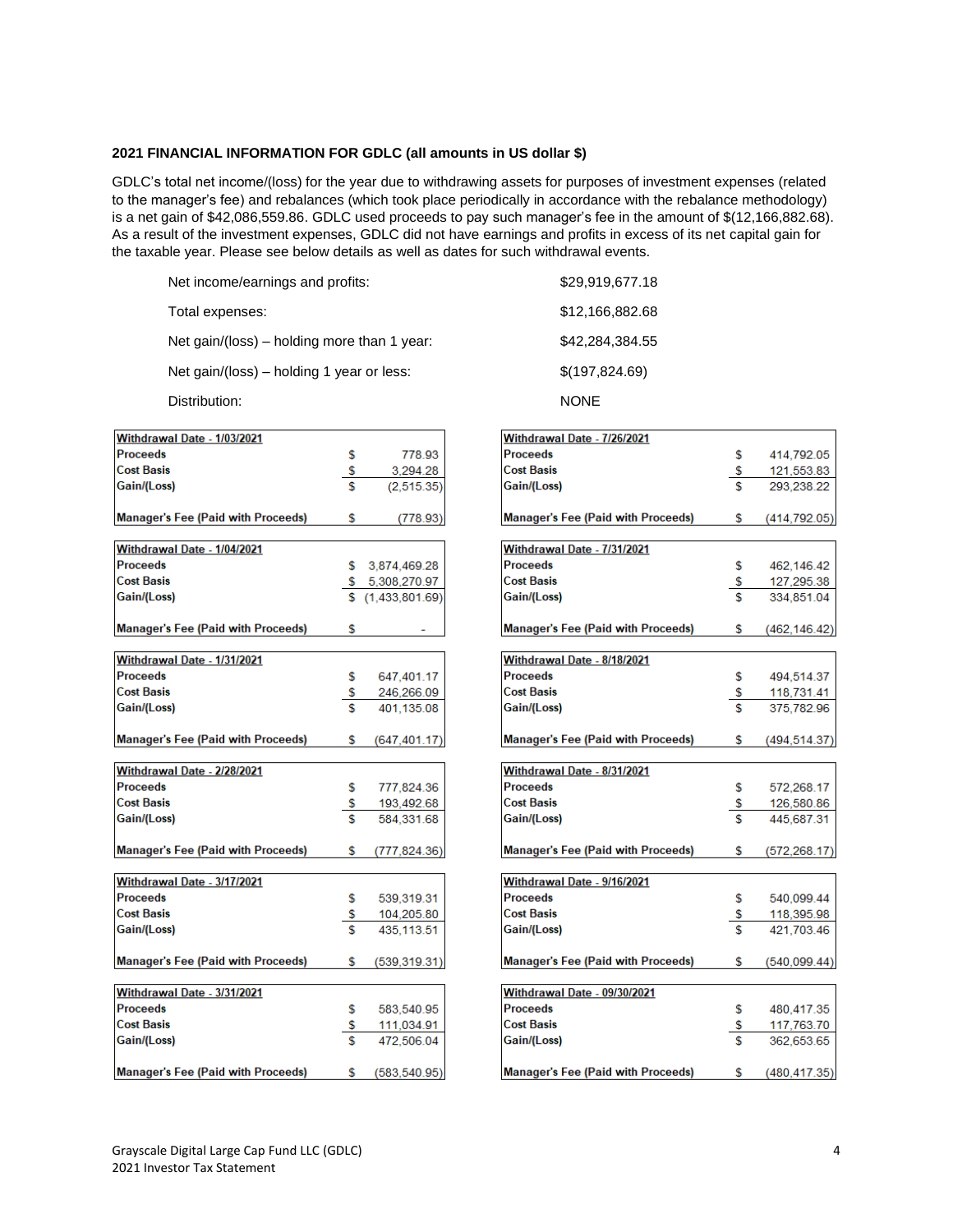**2021 FINANCIAL INFORMATION FOR GDLC (all amounts in US dollar $)**

GDLC's total net income/(loss) for the year due to withdrawing assets for purposes of investment expenses (related to the manager's fee) and rebalances (which took place periodically in accordance with the rebalance methodology) is a net gain of $42,086,559.86. GDLC used proceeds to pay such manager's fee in the amount of $(12,166,882.68). As a result of the investment expenses, GDLC did not have earnings and profits in excess of its net capital gain for the taxable year. Please see below details as well as dates for such withdrawal events.

| | |
|---|---|
| Net income/earnings and profits: | $29,919,677.18 |
| Total expenses: | $12,166,882.68 |
| Net gain/(loss) – holding more than 1 year: | $42,284,384.55 |
| Net gain/(loss) – holding 1 year or less: | $(197,824.69) |
| Distribution: | NONE |

| **Withdrawal Date - 1/03/2021** | |
|---|---|
| **Proceeds** | $ 778.93 |
| **Cost Basis** | $ 3,294.28 |
| **Gain/(Loss)** | $ (2,515.35) |
| **Manager's Fee (Paid with Proceeds)** | $ (778.93) |

| **Withdrawal Date - 1/04/2021** | |
|---|---|
| **Proceeds** | $ 3,874,469.28 |
| **Cost Basis** | $ 5,308,270.97 |
| **Gain/(Loss)** | $ (1,433,801.69) |
| **Manager's Fee (Paid with Proceeds)** | $ - |

| **Withdrawal Date - 1/31/2021** | |
|---|---|
| **Proceeds** | $ 647,401.17 |
| **Cost Basis** | $ 246,266.09 |
| **Gain/(Loss)** | $ 401,135.08 |
| **Manager's Fee (Paid with Proceeds)** | $ (647,401.17) |

| **Withdrawal Date - 2/28/2021** | |
|---|---|
| **Proceeds** | $ 777,824.36 |
| **Cost Basis** | $ 193,492.68 |
| **Gain/(Loss)** | $ 584,331.68 |
| **Manager's Fee (Paid with Proceeds)** | $ (777,824.36) |

| **Withdrawal Date - 3/17/2021** | |
|---|---|
| **Proceeds** | $ 539,319.31 |
| **Cost Basis** | $ 104,205.80 |
| **Gain/(Loss)** | $ 435,113.51 |
| **Manager's Fee (Paid with Proceeds)** | $ (539,319.31) |

| **Withdrawal Date - 3/31/2021** | |
|---|---|
| **Proceeds** | $ 583,540.95 |
| **Cost Basis** | $ 111,034.91 |
| **Gain/(Loss)** | $ 472,506.04 |
| **Manager's Fee (Paid with Proceeds)** | $ (583,540.95) |

| **Withdrawal Date - 7/26/2021** | |
|---|---|
| **Proceeds** | $ 414,792.05 |
| **Cost Basis** | $ 121,553.83 |
| **Gain/(Loss)** | $ 293,238.22 |
| **Manager's Fee (Paid with Proceeds)** | $ (414,792.05) |

| **Withdrawal Date - 7/31/2021** | |
|---|---|
| **Proceeds** | $ 462,146.42 |
| **Cost Basis** | $ 127,295.38 |
| **Gain/(Loss)** | $ 334,851.04 |
| **Manager's Fee (Paid with Proceeds)** | $ (462,146.42) |

| **Withdrawal Date - 8/18/2021** | |
|---|---|
| **Proceeds** | $ 494,514.37 |
| **Cost Basis** | $ 118,731.41 |
| **Gain/(Loss)** | $ 375,782.96 |
| **Manager's Fee (Paid with Proceeds)** | $ (494,514.37) |

| **Withdrawal Date - 8/31/2021** | |
|---|---|
| **Proceeds** | $ 572,268.17 |
| **Cost Basis** | $ 126,580.86 |
| **Gain/(Loss)** | $ 445,687.31 |
| **Manager's Fee (Paid with Proceeds)** | $ (572,268.17) |

| **Withdrawal Date - 9/16/2021** | |
|---|---|
| **Proceeds** | $ 540,099.44 |
| **Cost Basis** | $ 118,395.98 |
| **Gain/(Loss)** | $ 421,703.46 |
| **Manager's Fee (Paid with Proceeds)** | $ (540,099.44) |

| **Withdrawal Date - 09/30/2021** | |
|---|---|
| **Proceeds** | $ 480,417.35 |
| **Cost Basis** | $ 117,763.70 |
| **Gain/(Loss)** | $ 362,653.65 |
| **Manager's Fee (Paid with Proceeds)** | $ (480,417.35) |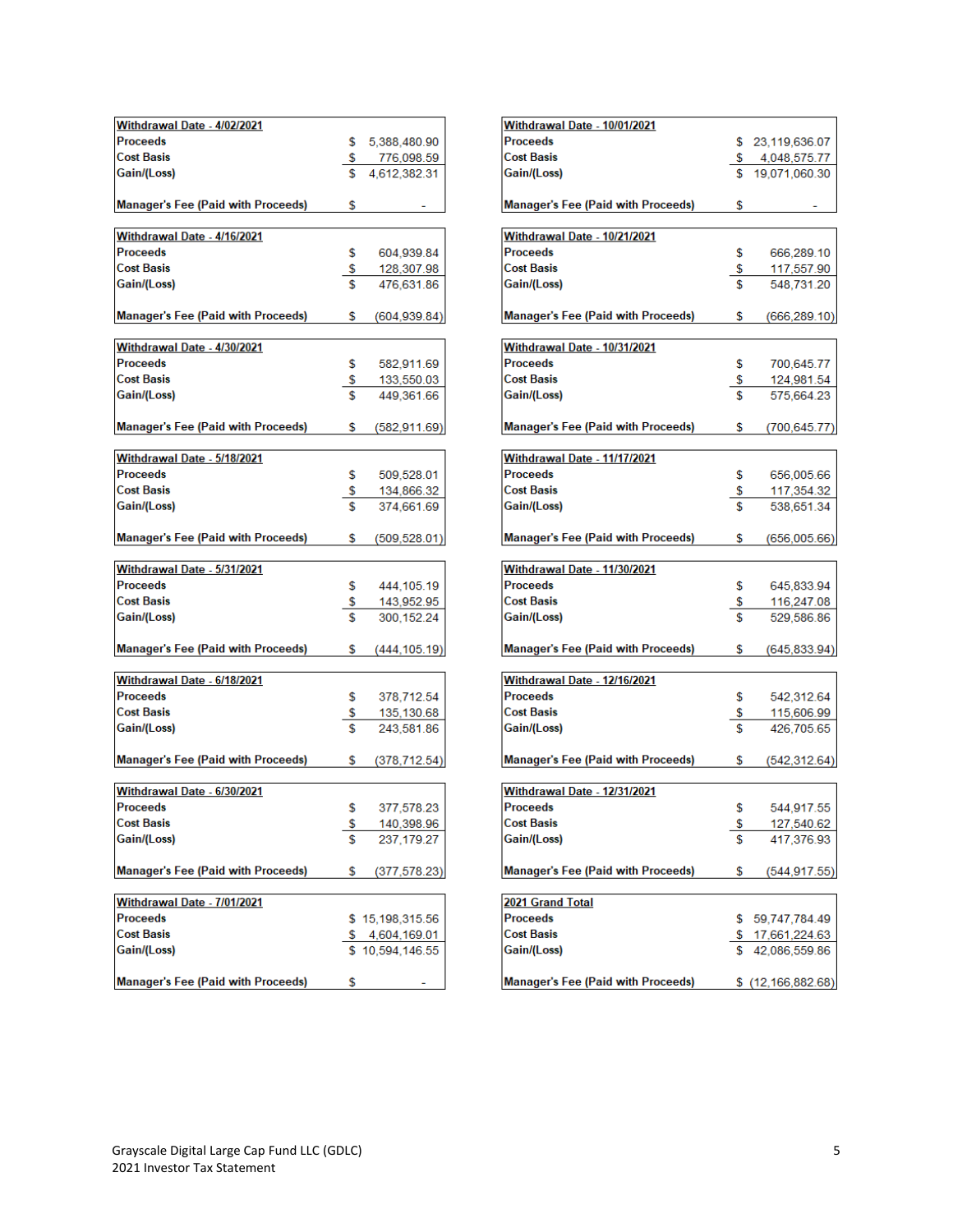| Withdrawal Date - 4/02/2021 | |
| --- | --- |
| Proceeds | $ 5,388,480.90 |
| Cost Basis | $ 776,098.59 |
| Gain/(Loss) | $ 4,612,382.31 |
| Manager's Fee (Paid with Proceeds) | $ - |

| Withdrawal Date - 4/16/2021 | |
| --- | --- |
| Proceeds | $ 604,939.84 |
| Cost Basis | $ 128,307.98 |
| Gain/(Loss) | $ 476,631.86 |
| Manager's Fee (Paid with Proceeds) | $ (604,939.84) |

| Withdrawal Date - 4/30/2021 | |
| --- | --- |
| Proceeds | $ 582,911.69 |
| Cost Basis | $ 133,550.03 |
| Gain/(Loss) | $ 449,361.66 |
| Manager's Fee (Paid with Proceeds) | $ (582,911.69) |

| Withdrawal Date - 5/18/2021 | |
| --- | --- |
| Proceeds | $ 509,528.01 |
| Cost Basis | $ 134,866.32 |
| Gain/(Loss) | $ 374,661.69 |
| Manager's Fee (Paid with Proceeds) | $ (509,528.01) |

| Withdrawal Date - 5/31/2021 | |
| --- | --- |
| Proceeds | $ 444,105.19 |
| Cost Basis | $ 143,952.95 |
| Gain/(Loss) | $ 300,152.24 |
| Manager's Fee (Paid with Proceeds) | $ (444,105.19) |

| Withdrawal Date - 6/18/2021 | |
| --- | --- |
| Proceeds | $ 378,712.54 |
| Cost Basis | $ 135,130.68 |
| Gain/(Loss) | $ 243,581.86 |
| Manager's Fee (Paid with Proceeds) | $ (378,712.54) |

| Withdrawal Date - 6/30/2021 | |
| --- | --- |
| Proceeds | $ 377,578.23 |
| Cost Basis | $ 140,398.96 |
| Gain/(Loss) | $ 237,179.27 |
| Manager's Fee (Paid with Proceeds) | $ (377,578.23) |

| Withdrawal Date - 7/01/2021 | |
| --- | --- |
| Proceeds | $ 15,198,315.56 |
| Cost Basis | $ 4,604,169.01 |
| Gain/(Loss) | $ 10,594,146.55 |
| Manager's Fee (Paid with Proceeds) | $ - |

| Withdrawal Date - 10/01/2021 | |
| --- | --- |
| Proceeds | $ 23,119,636.07 |
| Cost Basis | $ 4,048,575.77 |
| Gain/(Loss) | $ 19,071,060.30 |
| Manager's Fee (Paid with Proceeds) | $ - |

| Withdrawal Date - 10/21/2021 | |
| --- | --- |
| Proceeds | $ 666,289.10 |
| Cost Basis | $ 117,557.90 |
| Gain/(Loss) | $ 548,731.20 |
| Manager's Fee (Paid with Proceeds) | $ (666,289.10) |

| Withdrawal Date - 10/31/2021 | |
| --- | --- |
| Proceeds | $ 700,645.77 |
| Cost Basis | $ 124,981.54 |
| Gain/(Loss) | $ 575,664.23 |
| Manager's Fee (Paid with Proceeds) | $ (700,645.77) |

| Withdrawal Date - 11/17/2021 | |
| --- | --- |
| Proceeds | $ 656,005.66 |
| Cost Basis | $ 117,354.32 |
| Gain/(Loss) | $ 538,651.34 |
| Manager's Fee (Paid with Proceeds) | $ (656,005.66) |

| Withdrawal Date - 11/30/2021 | |
| --- | --- |
| Proceeds | $ 645,833.94 |
| Cost Basis | $ 116,247.08 |
| Gain/(Loss) | $ 529,586.86 |
| Manager's Fee (Paid with Proceeds) | $ (645,833.94) |

| Withdrawal Date - 12/16/2021 | |
| --- | --- |
| Proceeds | $ 542,312.64 |
| Cost Basis | $ 115,606.99 |
| Gain/(Loss) | $ 426,705.65 |
| Manager's Fee (Paid with Proceeds) | $ (542,312.64) |

| Withdrawal Date - 12/31/2021 | |
| --- | --- |
| Proceeds | $ 544,917.55 |
| Cost Basis | $ 127,540.62 |
| Gain/(Loss) | $ 417,376.93 |
| Manager's Fee (Paid with Proceeds) | $ (544,917.55) |

| 2021 Grand Total | |
| --- | --- |
| Proceeds | $ 59,747,784.49 |
| Cost Basis | $ 17,661,224.63 |
| Gain/(Loss) | $ 42,086,559.86 |
| Manager's Fee (Paid with Proceeds) | $ (12,166,882.68) |